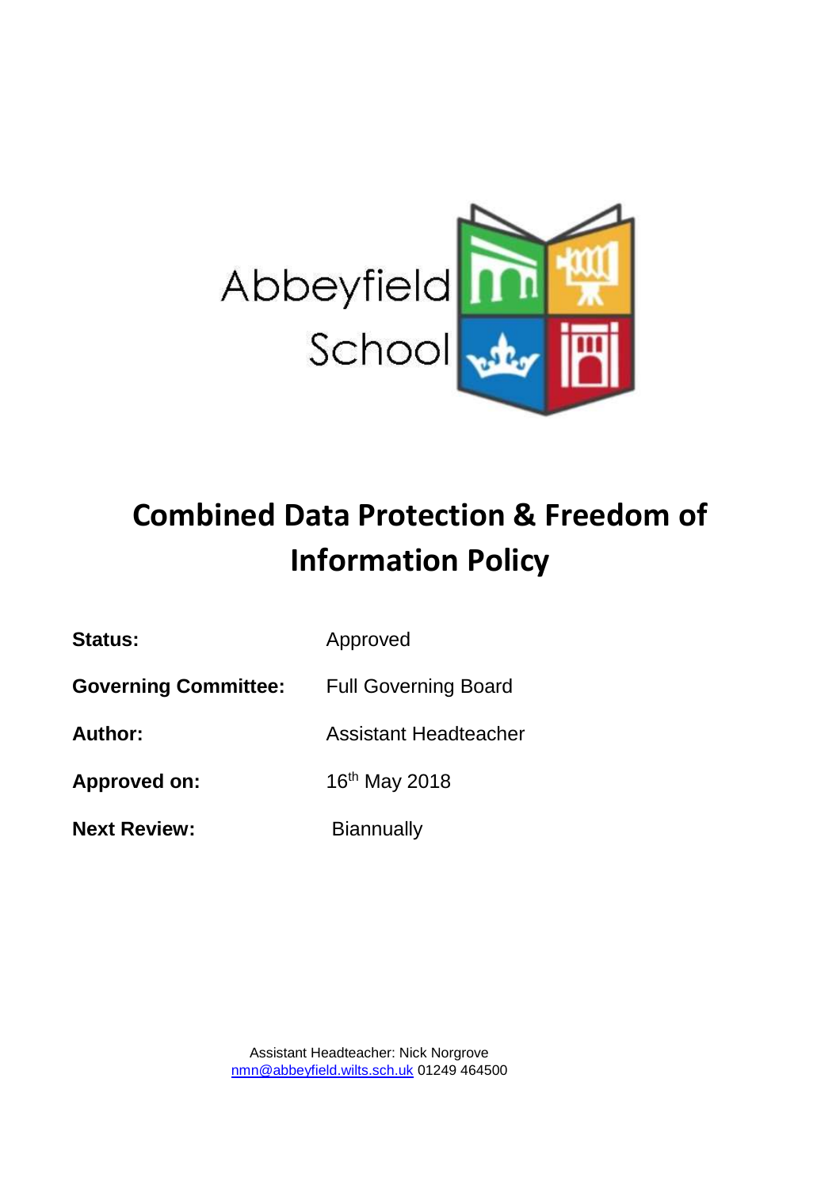Abbeyfield School

# Combined Data Protection & Freedom of Information Policy

| | |
|---|---|
| **Status:** | Approved |
| **Governing Committee:** | Full Governing Board |
| **Author:** | Assistant Headteacher |
| **Approved on:** | 16th May 2018 |
| **Next Review:** | Biannually |

Assistant Headteacher: Nick Norgrove
nmn@abbeyfield.wilts.sch.uk 01249 464500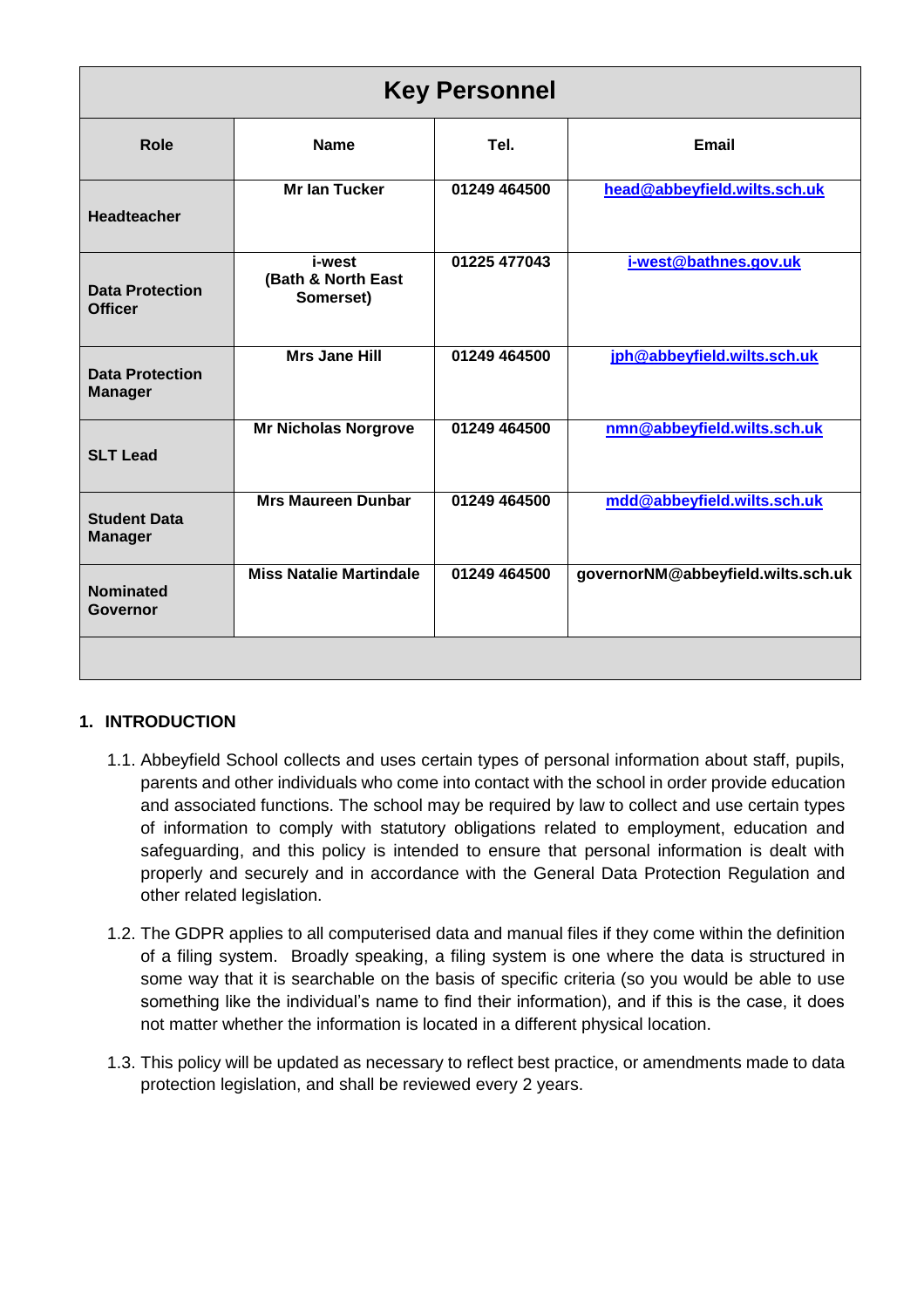| Key Personnel | | | |
|---|---|---|---|
| **Role** | **Name** | **Tel.** | **Email** |
| **Headteacher** | **Mr Ian Tucker** | **01249 464500** | **head@abbeyfield.wilts.sch.uk** |
| **Data Protection Officer** | **i-west (Bath & North East Somerset)** | **01225 477043** | **i-west@bathnes.gov.uk** |
| **Data Protection Manager** | **Mrs Jane Hill** | **01249 464500** | **jph@abbeyfield.wilts.sch.uk** |
| **SLT Lead** | **Mr Nicholas Norgrove** | **01249 464500** | **nmn@abbeyfield.wilts.sch.uk** |
| **Student Data Manager** | **Mrs Maureen Dunbar** | **01249 464500** | **mdd@abbeyfield.wilts.sch.uk** |
| **Nominated Governor** | **Miss Natalie Martindale** | **01249 464500** | **governorNM@abbeyfield.wilts.sch.uk** |

## 1. INTRODUCTION

1.1. Abbeyfield School collects and uses certain types of personal information about staff, pupils, parents and other individuals who come into contact with the school in order provide education and associated functions. The school may be required by law to collect and use certain types of information to comply with statutory obligations related to employment, education and safeguarding, and this policy is intended to ensure that personal information is dealt with properly and securely and in accordance with the General Data Protection Regulation and other related legislation.

1.2. The GDPR applies to all computerised data and manual files if they come within the definition of a filing system. Broadly speaking, a filing system is one where the data is structured in some way that it is searchable on the basis of specific criteria (so you would be able to use something like the individual's name to find their information), and if this is the case, it does not matter whether the information is located in a different physical location.

1.3. This policy will be updated as necessary to reflect best practice, or amendments made to data protection legislation, and shall be reviewed every 2 years.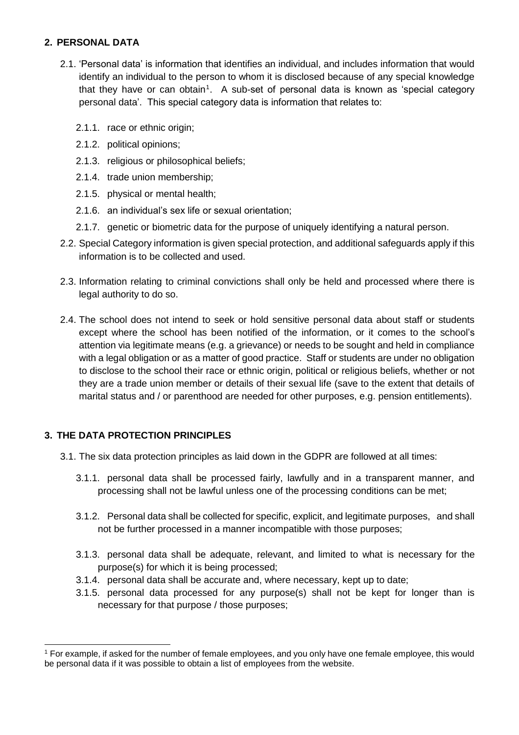## 2. PERSONAL DATA

2.1. 'Personal data' is information that identifies an individual, and includes information that would identify an individual to the person to whom it is disclosed because of any special knowledge that they have or can obtain[1]. A sub-set of personal data is known as 'special category personal data'. This special category data is information that relates to:

- 2.1.1. race or ethnic origin;
- 2.1.2. political opinions;
- 2.1.3. religious or philosophical beliefs;
- 2.1.4. trade union membership;
- 2.1.5. physical or mental health;
- 2.1.6. an individual's sex life or sexual orientation;
- 2.1.7. genetic or biometric data for the purpose of uniquely identifying a natural person.

2.2. Special Category information is given special protection, and additional safeguards apply if this information is to be collected and used.

2.3. Information relating to criminal convictions shall only be held and processed where there is legal authority to do so.

2.4. The school does not intend to seek or hold sensitive personal data about staff or students except where the school has been notified of the information, or it comes to the school's attention via legitimate means (e.g. a grievance) or needs to be sought and held in compliance with a legal obligation or as a matter of good practice. Staff or students are under no obligation to disclose to the school their race or ethnic origin, political or religious beliefs, whether or not they are a trade union member or details of their sexual life (save to the extent that details of marital status and / or parenthood are needed for other purposes, e.g. pension entitlements).

## 3. THE DATA PROTECTION PRINCIPLES

3.1. The six data protection principles as laid down in the GDPR are followed at all times:

- 3.1.1. personal data shall be processed fairly, lawfully and in a transparent manner, and processing shall not be lawful unless one of the processing conditions can be met;
- 3.1.2. Personal data shall be collected for specific, explicit, and legitimate purposes, and shall not be further processed in a manner incompatible with those purposes;
- 3.1.3. personal data shall be adequate, relevant, and limited to what is necessary for the purpose(s) for which it is being processed;
- 3.1.4. personal data shall be accurate and, where necessary, kept up to date;
- 3.1.5. personal data processed for any purpose(s) shall not be kept for longer than is necessary for that purpose / those purposes;

[1] For example, if asked for the number of female employees, and you only have one female employee, this would be personal data if it was possible to obtain a list of employees from the website.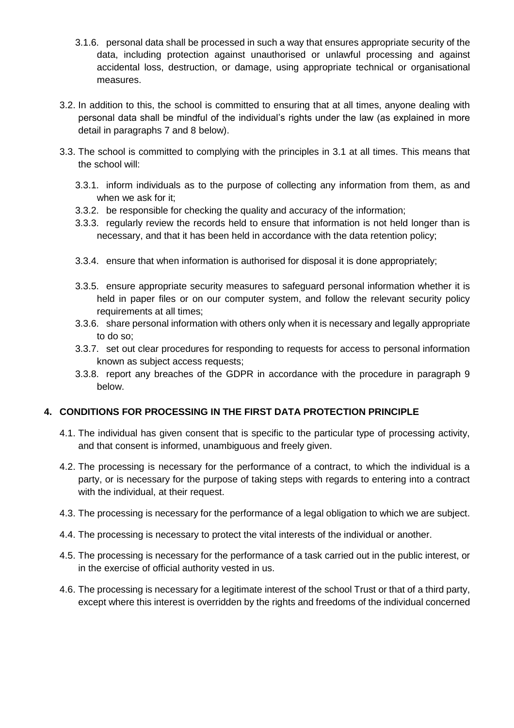3.1.6. personal data shall be processed in such a way that ensures appropriate security of the data, including protection against unauthorised or unlawful processing and against accidental loss, destruction, or damage, using appropriate technical or organisational measures.

3.2. In addition to this, the school is committed to ensuring that at all times, anyone dealing with personal data shall be mindful of the individual's rights under the law (as explained in more detail in paragraphs 7 and 8 below).

3.3. The school is committed to complying with the principles in 3.1 at all times. This means that the school will:

3.3.1. inform individuals as to the purpose of collecting any information from them, as and when we ask for it;

3.3.2. be responsible for checking the quality and accuracy of the information;

3.3.3. regularly review the records held to ensure that information is not held longer than is necessary, and that it has been held in accordance with the data retention policy;

3.3.4. ensure that when information is authorised for disposal it is done appropriately;

3.3.5. ensure appropriate security measures to safeguard personal information whether it is held in paper files or on our computer system, and follow the relevant security policy requirements at all times;

3.3.6. share personal information with others only when it is necessary and legally appropriate to do so;

3.3.7. set out clear procedures for responding to requests for access to personal information known as subject access requests;

3.3.8. report any breaches of the GDPR in accordance with the procedure in paragraph 9 below.

## 4. CONDITIONS FOR PROCESSING IN THE FIRST DATA PROTECTION PRINCIPLE

4.1. The individual has given consent that is specific to the particular type of processing activity, and that consent is informed, unambiguous and freely given.

4.2. The processing is necessary for the performance of a contract, to which the individual is a party, or is necessary for the purpose of taking steps with regards to entering into a contract with the individual, at their request.

4.3. The processing is necessary for the performance of a legal obligation to which we are subject.

4.4. The processing is necessary to protect the vital interests of the individual or another.

4.5. The processing is necessary for the performance of a task carried out in the public interest, or in the exercise of official authority vested in us.

4.6. The processing is necessary for a legitimate interest of the school Trust or that of a third party, except where this interest is overridden by the rights and freedoms of the individual concerned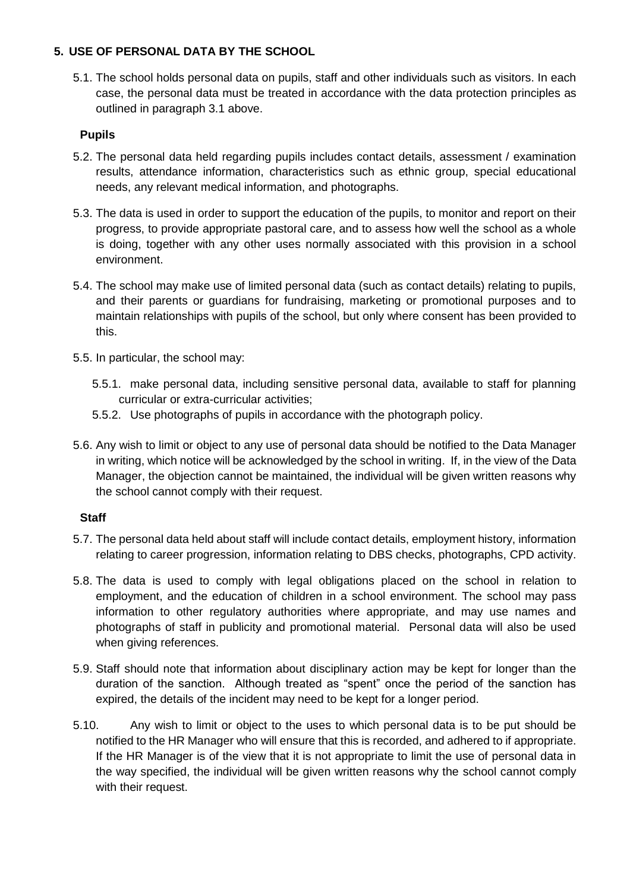## 5. USE OF PERSONAL DATA BY THE SCHOOL

5.1. The school holds personal data on pupils, staff and other individuals such as visitors. In each case, the personal data must be treated in accordance with the data protection principles as outlined in paragraph 3.1 above.

**Pupils**

5.2. The personal data held regarding pupils includes contact details, assessment / examination results, attendance information, characteristics such as ethnic group, special educational needs, any relevant medical information, and photographs.

5.3. The data is used in order to support the education of the pupils, to monitor and report on their progress, to provide appropriate pastoral care, and to assess how well the school as a whole is doing, together with any other uses normally associated with this provision in a school environment.

5.4. The school may make use of limited personal data (such as contact details) relating to pupils, and their parents or guardians for fundraising, marketing or promotional purposes and to maintain relationships with pupils of the school, but only where consent has been provided to this.

5.5. In particular, the school may:

5.5.1. make personal data, including sensitive personal data, available to staff for planning curricular or extra-curricular activities;

5.5.2. Use photographs of pupils in accordance with the photograph policy.

5.6. Any wish to limit or object to any use of personal data should be notified to the Data Manager in writing, which notice will be acknowledged by the school in writing. If, in the view of the Data Manager, the objection cannot be maintained, the individual will be given written reasons why the school cannot comply with their request.

**Staff**

5.7. The personal data held about staff will include contact details, employment history, information relating to career progression, information relating to DBS checks, photographs, CPD activity.

5.8. The data is used to comply with legal obligations placed on the school in relation to employment, and the education of children in a school environment. The school may pass information to other regulatory authorities where appropriate, and may use names and photographs of staff in publicity and promotional material. Personal data will also be used when giving references.

5.9. Staff should note that information about disciplinary action may be kept for longer than the duration of the sanction. Although treated as "spent" once the period of the sanction has expired, the details of the incident may need to be kept for a longer period.

5.10. Any wish to limit or object to the uses to which personal data is to be put should be notified to the HR Manager who will ensure that this is recorded, and adhered to if appropriate. If the HR Manager is of the view that it is not appropriate to limit the use of personal data in the way specified, the individual will be given written reasons why the school cannot comply with their request.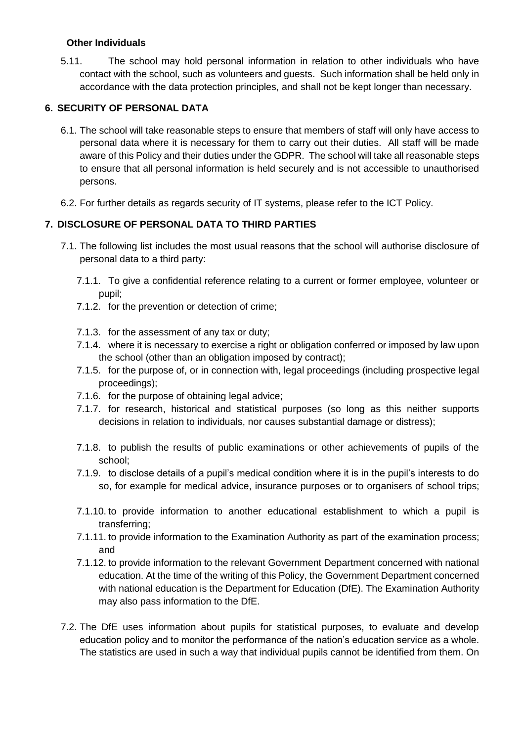**Other Individuals**

5.11. The school may hold personal information in relation to other individuals who have contact with the school, such as volunteers and guests. Such information shall be held only in accordance with the data protection principles, and shall not be kept longer than necessary.

## 6. SECURITY OF PERSONAL DATA

6.1. The school will take reasonable steps to ensure that members of staff will only have access to personal data where it is necessary for them to carry out their duties. All staff will be made aware of this Policy and their duties under the GDPR. The school will take all reasonable steps to ensure that all personal information is held securely and is not accessible to unauthorised persons.

6.2. For further details as regards security of IT systems, please refer to the ICT Policy.

## 7. DISCLOSURE OF PERSONAL DATA TO THIRD PARTIES

7.1. The following list includes the most usual reasons that the school will authorise disclosure of personal data to a third party:

7.1.1. To give a confidential reference relating to a current or former employee, volunteer or pupil;

7.1.2. for the prevention or detection of crime;

7.1.3. for the assessment of any tax or duty;

7.1.4. where it is necessary to exercise a right or obligation conferred or imposed by law upon the school (other than an obligation imposed by contract);

7.1.5. for the purpose of, or in connection with, legal proceedings (including prospective legal proceedings);

7.1.6. for the purpose of obtaining legal advice;

7.1.7. for research, historical and statistical purposes (so long as this neither supports decisions in relation to individuals, nor causes substantial damage or distress);

7.1.8. to publish the results of public examinations or other achievements of pupils of the school;

7.1.9. to disclose details of a pupil's medical condition where it is in the pupil's interests to do so, for example for medical advice, insurance purposes or to organisers of school trips;

7.1.10. to provide information to another educational establishment to which a pupil is transferring;

7.1.11. to provide information to the Examination Authority as part of the examination process; and

7.1.12. to provide information to the relevant Government Department concerned with national education. At the time of the writing of this Policy, the Government Department concerned with national education is the Department for Education (DfE). The Examination Authority may also pass information to the DfE.

7.2. The DfE uses information about pupils for statistical purposes, to evaluate and develop education policy and to monitor the performance of the nation's education service as a whole. The statistics are used in such a way that individual pupils cannot be identified from them. On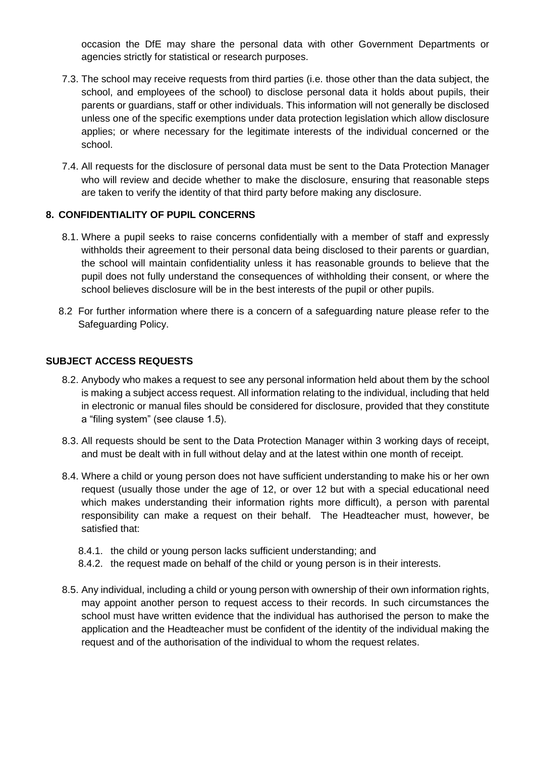occasion the DfE may share the personal data with other Government Departments or agencies strictly for statistical or research purposes.

7.3. The school may receive requests from third parties (i.e. those other than the data subject, the school, and employees of the school) to disclose personal data it holds about pupils, their parents or guardians, staff or other individuals. This information will not generally be disclosed unless one of the specific exemptions under data protection legislation which allow disclosure applies; or where necessary for the legitimate interests of the individual concerned or the school.

7.4. All requests for the disclosure of personal data must be sent to the Data Protection Manager who will review and decide whether to make the disclosure, ensuring that reasonable steps are taken to verify the identity of that third party before making any disclosure.

## 8. CONFIDENTIALITY OF PUPIL CONCERNS

8.1. Where a pupil seeks to raise concerns confidentially with a member of staff and expressly withholds their agreement to their personal data being disclosed to their parents or guardian, the school will maintain confidentiality unless it has reasonable grounds to believe that the pupil does not fully understand the consequences of withholding their consent, or where the school believes disclosure will be in the best interests of the pupil or other pupils.

8.2 For further information where there is a concern of a safeguarding nature please refer to the Safeguarding Policy.

## SUBJECT ACCESS REQUESTS

8.2. Anybody who makes a request to see any personal information held about them by the school is making a subject access request. All information relating to the individual, including that held in electronic or manual files should be considered for disclosure, provided that they constitute a "filing system" (see clause 1.5).

8.3. All requests should be sent to the Data Protection Manager within 3 working days of receipt, and must be dealt with in full without delay and at the latest within one month of receipt.

8.4. Where a child or young person does not have sufficient understanding to make his or her own request (usually those under the age of 12, or over 12 but with a special educational need which makes understanding their information rights more difficult), a person with parental responsibility can make a request on their behalf. The Headteacher must, however, be satisfied that:

- 8.4.1. the child or young person lacks sufficient understanding; and
- 8.4.2. the request made on behalf of the child or young person is in their interests.

8.5. Any individual, including a child or young person with ownership of their own information rights, may appoint another person to request access to their records. In such circumstances the school must have written evidence that the individual has authorised the person to make the application and the Headteacher must be confident of the identity of the individual making the request and of the authorisation of the individual to whom the request relates.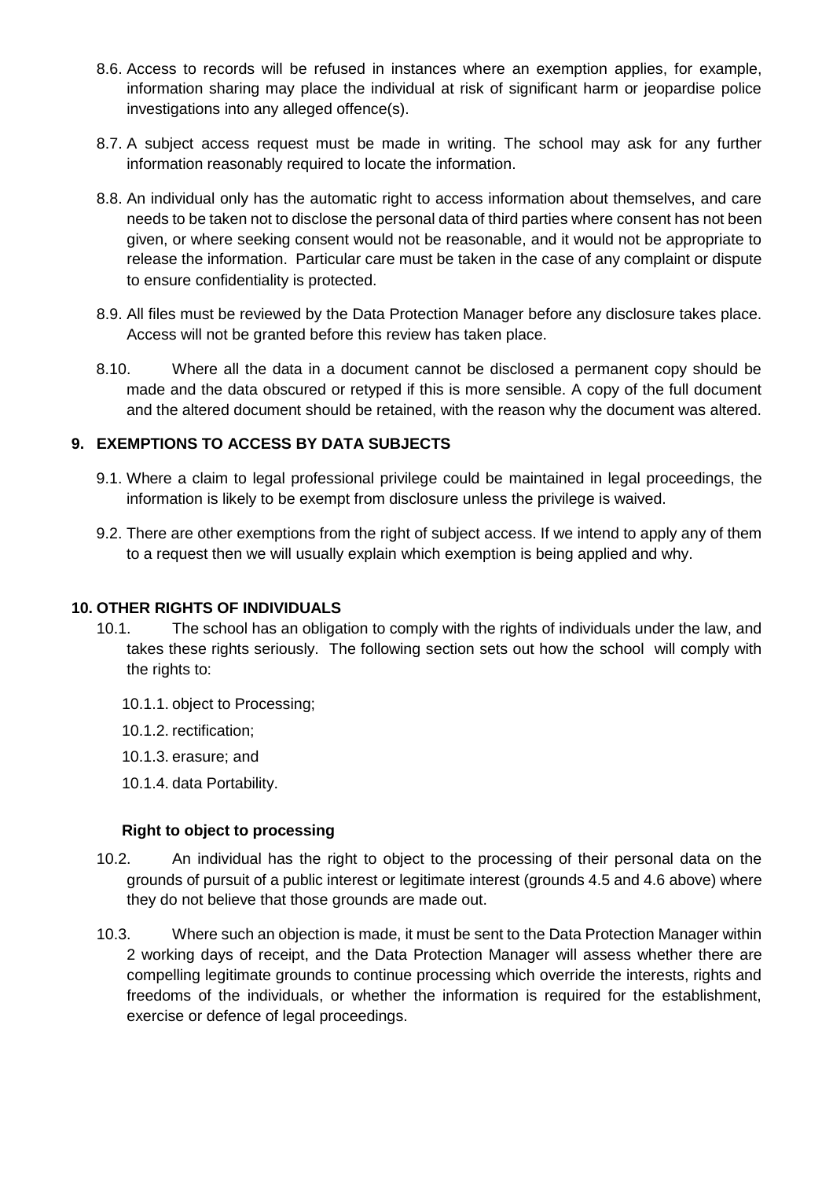8.6. Access to records will be refused in instances where an exemption applies, for example, information sharing may place the individual at risk of significant harm or jeopardise police investigations into any alleged offence(s).

8.7. A subject access request must be made in writing. The school may ask for any further information reasonably required to locate the information.

8.8. An individual only has the automatic right to access information about themselves, and care needs to be taken not to disclose the personal data of third parties where consent has not been given, or where seeking consent would not be reasonable, and it would not be appropriate to release the information. Particular care must be taken in the case of any complaint or dispute to ensure confidentiality is protected.

8.9. All files must be reviewed by the Data Protection Manager before any disclosure takes place. Access will not be granted before this review has taken place.

8.10. Where all the data in a document cannot be disclosed a permanent copy should be made and the data obscured or retyped if this is more sensible. A copy of the full document and the altered document should be retained, with the reason why the document was altered.

## 9. EXEMPTIONS TO ACCESS BY DATA SUBJECTS

9.1. Where a claim to legal professional privilege could be maintained in legal proceedings, the information is likely to be exempt from disclosure unless the privilege is waived.

9.2. There are other exemptions from the right of subject access. If we intend to apply any of them to a request then we will usually explain which exemption is being applied and why.

## 10. OTHER RIGHTS OF INDIVIDUALS

10.1. The school has an obligation to comply with the rights of individuals under the law, and takes these rights seriously. The following section sets out how the school will comply with the rights to:

- 10.1.1. object to Processing;
- 10.1.2. rectification;
- 10.1.3. erasure; and
- 10.1.4. data Portability.

**Right to object to processing**

10.2. An individual has the right to object to the processing of their personal data on the grounds of pursuit of a public interest or legitimate interest (grounds 4.5 and 4.6 above) where they do not believe that those grounds are made out.

10.3. Where such an objection is made, it must be sent to the Data Protection Manager within 2 working days of receipt, and the Data Protection Manager will assess whether there are compelling legitimate grounds to continue processing which override the interests, rights and freedoms of the individuals, or whether the information is required for the establishment, exercise or defence of legal proceedings.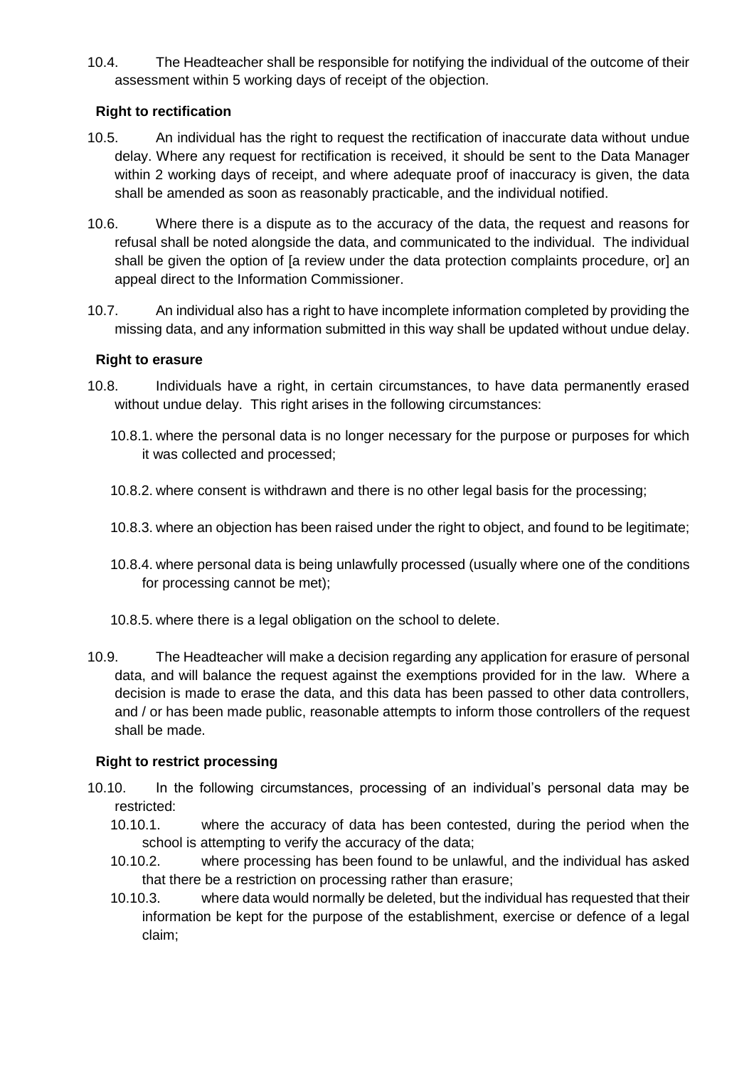10.4. The Headteacher shall be responsible for notifying the individual of the outcome of their assessment within 5 working days of receipt of the objection.

**Right to rectification**

10.5. An individual has the right to request the rectification of inaccurate data without undue delay. Where any request for rectification is received, it should be sent to the Data Manager within 2 working days of receipt, and where adequate proof of inaccuracy is given, the data shall be amended as soon as reasonably practicable, and the individual notified.

10.6. Where there is a dispute as to the accuracy of the data, the request and reasons for refusal shall be noted alongside the data, and communicated to the individual. The individual shall be given the option of [a review under the data protection complaints procedure, or] an appeal direct to the Information Commissioner.

10.7. An individual also has a right to have incomplete information completed by providing the missing data, and any information submitted in this way shall be updated without undue delay.

**Right to erasure**

10.8. Individuals have a right, in certain circumstances, to have data permanently erased without undue delay. This right arises in the following circumstances:

10.8.1. where the personal data is no longer necessary for the purpose or purposes for which it was collected and processed;

10.8.2. where consent is withdrawn and there is no other legal basis for the processing;

10.8.3. where an objection has been raised under the right to object, and found to be legitimate;

10.8.4. where personal data is being unlawfully processed (usually where one of the conditions for processing cannot be met);

10.8.5. where there is a legal obligation on the school to delete.

10.9. The Headteacher will make a decision regarding any application for erasure of personal data, and will balance the request against the exemptions provided for in the law. Where a decision is made to erase the data, and this data has been passed to other data controllers, and / or has been made public, reasonable attempts to inform those controllers of the request shall be made.

**Right to restrict processing**

10.10. In the following circumstances, processing of an individual's personal data may be restricted:

10.10.1. where the accuracy of data has been contested, during the period when the school is attempting to verify the accuracy of the data;

10.10.2. where processing has been found to be unlawful, and the individual has asked that there be a restriction on processing rather than erasure;

10.10.3. where data would normally be deleted, but the individual has requested that their information be kept for the purpose of the establishment, exercise or defence of a legal claim;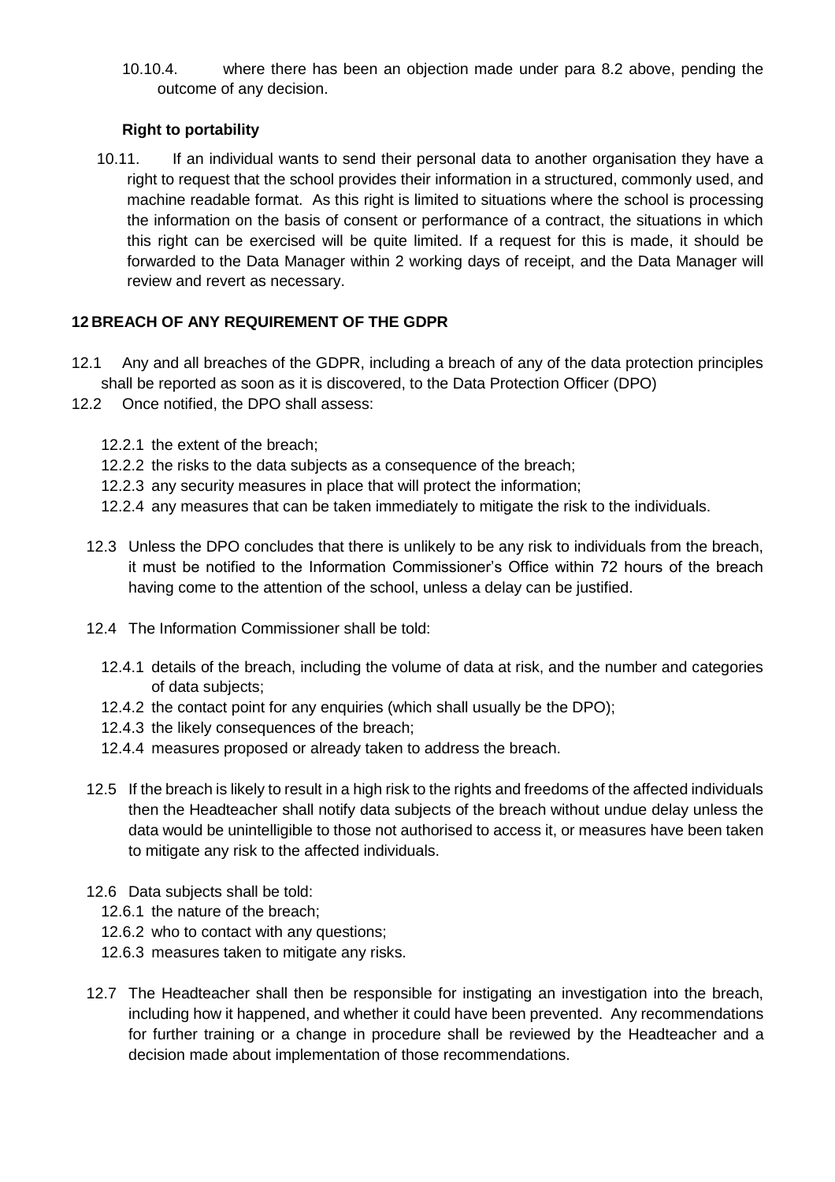10.10.4. where there has been an objection made under para 8.2 above, pending the outcome of any decision.

**Right to portability**

10.11. If an individual wants to send their personal data to another organisation they have a right to request that the school provides their information in a structured, commonly used, and machine readable format. As this right is limited to situations where the school is processing the information on the basis of consent or performance of a contract, the situations in which this right can be exercised will be quite limited. If a request for this is made, it should be forwarded to the Data Manager within 2 working days of receipt, and the Data Manager will review and revert as necessary.

## 12 BREACH OF ANY REQUIREMENT OF THE GDPR

12.1 Any and all breaches of the GDPR, including a breach of any of the data protection principles shall be reported as soon as it is discovered, to the Data Protection Officer (DPO)

12.2 Once notified, the DPO shall assess:

- 12.2.1 the extent of the breach;
- 12.2.2 the risks to the data subjects as a consequence of the breach;
- 12.2.3 any security measures in place that will protect the information;
- 12.2.4 any measures that can be taken immediately to mitigate the risk to the individuals.

12.3 Unless the DPO concludes that there is unlikely to be any risk to individuals from the breach, it must be notified to the Information Commissioner's Office within 72 hours of the breach having come to the attention of the school, unless a delay can be justified.

12.4 The Information Commissioner shall be told:

- 12.4.1 details of the breach, including the volume of data at risk, and the number and categories of data subjects;
- 12.4.2 the contact point for any enquiries (which shall usually be the DPO);
- 12.4.3 the likely consequences of the breach;
- 12.4.4 measures proposed or already taken to address the breach.

12.5 If the breach is likely to result in a high risk to the rights and freedoms of the affected individuals then the Headteacher shall notify data subjects of the breach without undue delay unless the data would be unintelligible to those not authorised to access it, or measures have been taken to mitigate any risk to the affected individuals.

12.6 Data subjects shall be told:

- 12.6.1 the nature of the breach;
- 12.6.2 who to contact with any questions;
- 12.6.3 measures taken to mitigate any risks.

12.7 The Headteacher shall then be responsible for instigating an investigation into the breach, including how it happened, and whether it could have been prevented. Any recommendations for further training or a change in procedure shall be reviewed by the Headteacher and a decision made about implementation of those recommendations.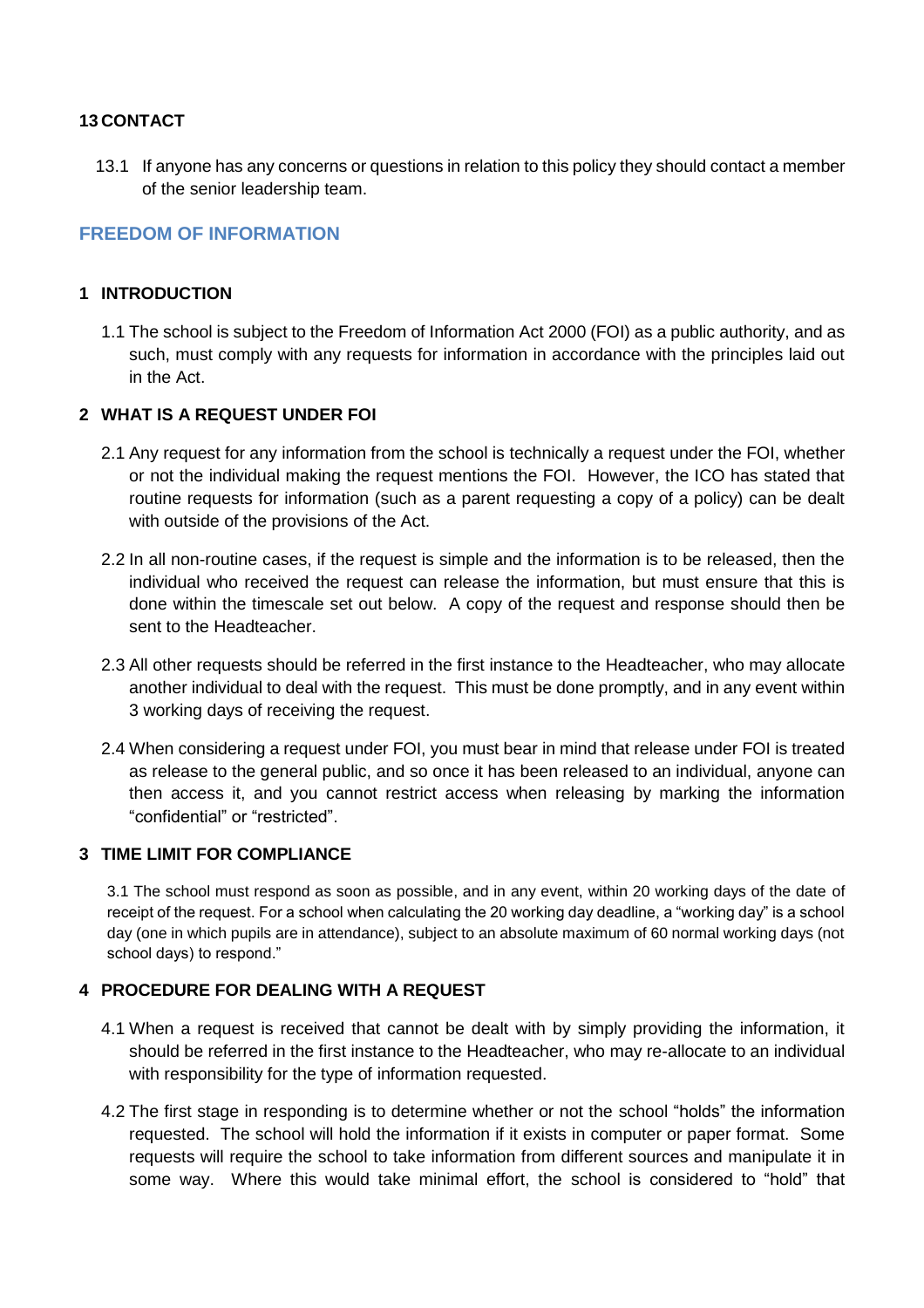## 13 CONTACT

13.1 If anyone has any concerns or questions in relation to this policy they should contact a member of the senior leadership team.

# FREEDOM OF INFORMATION

## 1 INTRODUCTION

1.1 The school is subject to the Freedom of Information Act 2000 (FOI) as a public authority, and as such, must comply with any requests for information in accordance with the principles laid out in the Act.

## 2 WHAT IS A REQUEST UNDER FOI

2.1 Any request for any information from the school is technically a request under the FOI, whether or not the individual making the request mentions the FOI. However, the ICO has stated that routine requests for information (such as a parent requesting a copy of a policy) can be dealt with outside of the provisions of the Act.

2.2 In all non-routine cases, if the request is simple and the information is to be released, then the individual who received the request can release the information, but must ensure that this is done within the timescale set out below. A copy of the request and response should then be sent to the Headteacher.

2.3 All other requests should be referred in the first instance to the Headteacher, who may allocate another individual to deal with the request. This must be done promptly, and in any event within 3 working days of receiving the request.

2.4 When considering a request under FOI, you must bear in mind that release under FOI is treated as release to the general public, and so once it has been released to an individual, anyone can then access it, and you cannot restrict access when releasing by marking the information "confidential" or "restricted".

## 3 TIME LIMIT FOR COMPLIANCE

3.1 The school must respond as soon as possible, and in any event, within 20 working days of the date of receipt of the request. For a school when calculating the 20 working day deadline, a "working day" is a school day (one in which pupils are in attendance), subject to an absolute maximum of 60 normal working days (not school days) to respond."

## 4 PROCEDURE FOR DEALING WITH A REQUEST

4.1 When a request is received that cannot be dealt with by simply providing the information, it should be referred in the first instance to the Headteacher, who may re-allocate to an individual with responsibility for the type of information requested.

4.2 The first stage in responding is to determine whether or not the school "holds" the information requested. The school will hold the information if it exists in computer or paper format. Some requests will require the school to take information from different sources and manipulate it in some way. Where this would take minimal effort, the school is considered to "hold" that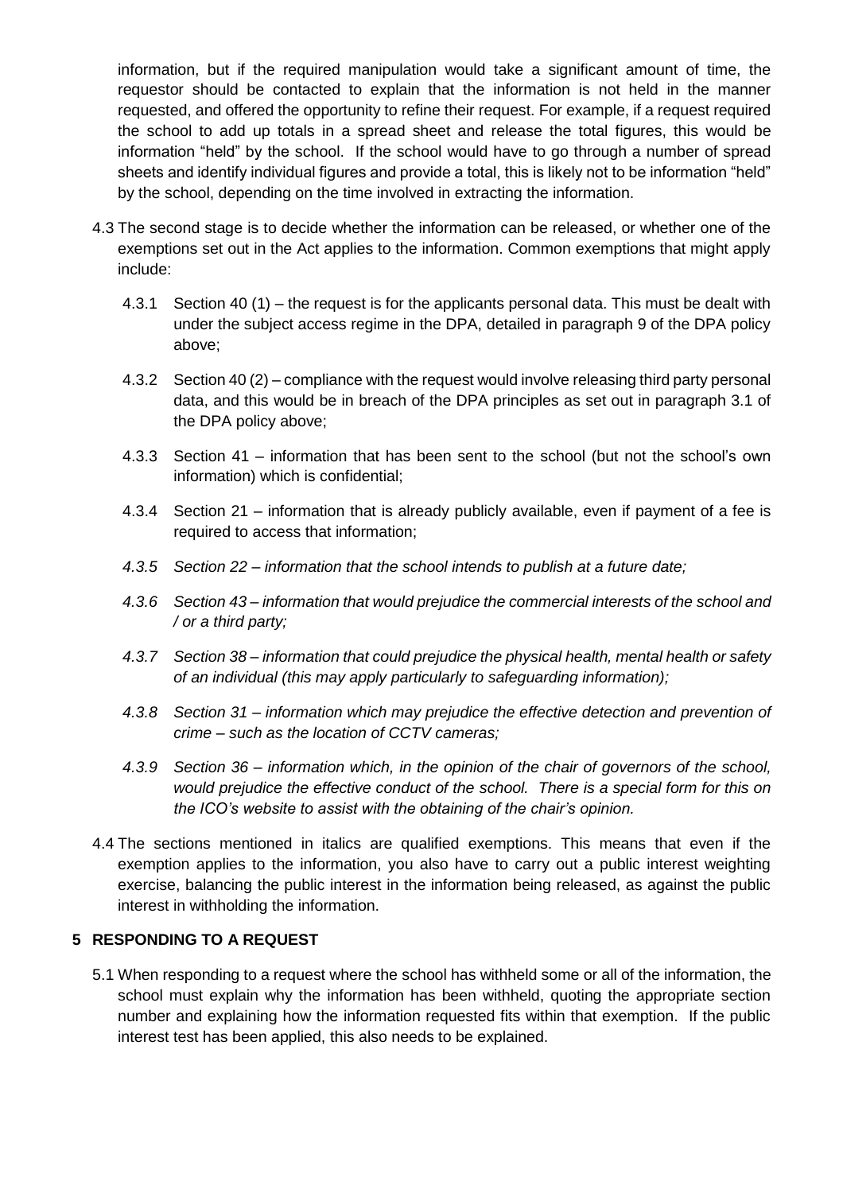information, but if the required manipulation would take a significant amount of time, the requestor should be contacted to explain that the information is not held in the manner requested, and offered the opportunity to refine their request. For example, if a request required the school to add up totals in a spread sheet and release the total figures, this would be information "held" by the school. If the school would have to go through a number of spread sheets and identify individual figures and provide a total, this is likely not to be information "held" by the school, depending on the time involved in extracting the information.

4.3 The second stage is to decide whether the information can be released, or whether one of the exemptions set out in the Act applies to the information. Common exemptions that might apply include:

4.3.1 Section 40 (1) – the request is for the applicants personal data. This must be dealt with under the subject access regime in the DPA, detailed in paragraph 9 of the DPA policy above;

4.3.2 Section 40 (2) – compliance with the request would involve releasing third party personal data, and this would be in breach of the DPA principles as set out in paragraph 3.1 of the DPA policy above;

4.3.3 Section 41 – information that has been sent to the school (but not the school's own information) which is confidential;

4.3.4 Section 21 – information that is already publicly available, even if payment of a fee is required to access that information;

*4.3.5 Section 22 – information that the school intends to publish at a future date;*

*4.3.6 Section 43 – information that would prejudice the commercial interests of the school and / or a third party;*

*4.3.7 Section 38 – information that could prejudice the physical health, mental health or safety of an individual (this may apply particularly to safeguarding information);*

*4.3.8 Section 31 – information which may prejudice the effective detection and prevention of crime – such as the location of CCTV cameras;*

*4.3.9 Section 36 – information which, in the opinion of the chair of governors of the school, would prejudice the effective conduct of the school. There is a special form for this on the ICO's website to assist with the obtaining of the chair's opinion.*

4.4 The sections mentioned in italics are qualified exemptions. This means that even if the exemption applies to the information, you also have to carry out a public interest weighting exercise, balancing the public interest in the information being released, as against the public interest in withholding the information.

## 5 RESPONDING TO A REQUEST

5.1 When responding to a request where the school has withheld some or all of the information, the school must explain why the information has been withheld, quoting the appropriate section number and explaining how the information requested fits within that exemption. If the public interest test has been applied, this also needs to be explained.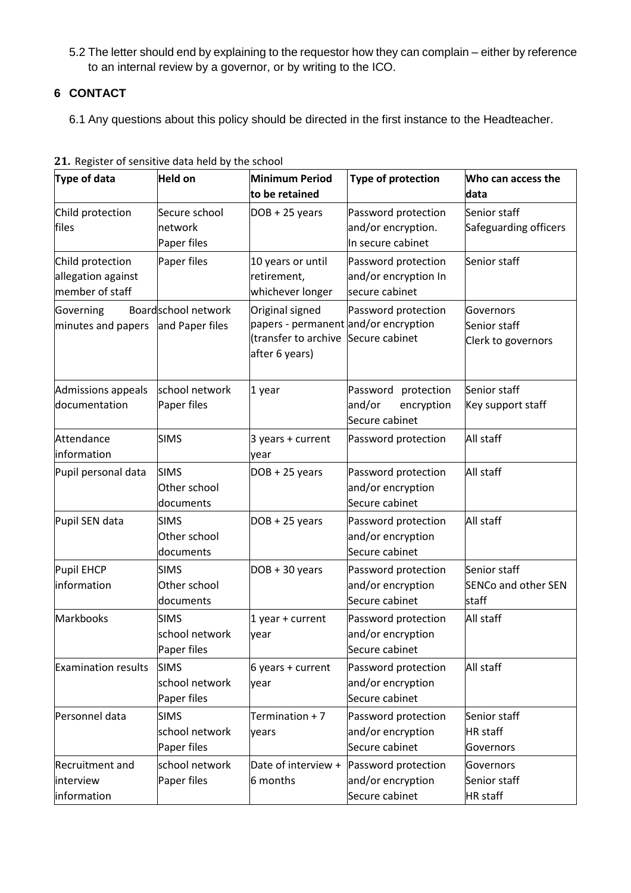5.2 The letter should end by explaining to the requestor how they can complain – either by reference to an internal review by a governor, or by writing to the ICO.

## 6 CONTACT

6.1 Any questions about this policy should be directed in the first instance to the Headteacher.

**21.** Register of sensitive data held by the school

| Type of data | Held on | Minimum Period to be retained | Type of protection | Who can access the data |
|---|---|---|---|---|
| Child protection files | Secure school network<br>Paper files | DOB + 25 years | Password protection and/or encryption.<br>In secure cabinet | Senior staff<br>Safeguarding officers |
| Child protection allegation against member of staff | Paper files | 10 years or until retirement, whichever longer | Password protection and/or encryption In secure cabinet | Senior staff |
| Governing Board minutes and papers | school network and Paper files | Original signed papers - permanent (transfer to archive after 6 years) | Password protection and/or encryption Secure cabinet | Governors<br>Senior staff<br>Clerk to governors |
| Admissions appeals documentation | school network<br>Paper files | 1 year | Password protection and/or encryption Secure cabinet | Senior staff<br>Key support staff |
| Attendance information | SIMS | 3 years + current year | Password protection | All staff |
| Pupil personal data | SIMS<br>Other school documents | DOB + 25 years | Password protection and/or encryption Secure cabinet | All staff |
| Pupil SEN data | SIMS<br>Other school documents | DOB + 25 years | Password protection and/or encryption Secure cabinet | All staff |
| Pupil EHCP information | SIMS<br>Other school documents | DOB + 30 years | Password protection and/or encryption Secure cabinet | Senior staff<br>SENCo and other SEN staff |
| Markbooks | SIMS<br>school network<br>Paper files | 1 year + current year | Password protection and/or encryption Secure cabinet | All staff |
| Examination results | SIMS<br>school network<br>Paper files | 6 years + current year | Password protection and/or encryption Secure cabinet | All staff |
| Personnel data | SIMS<br>school network<br>Paper files | Termination + 7 years | Password protection and/or encryption Secure cabinet | Senior staff<br>HR staff<br>Governors |
| Recruitment and interview information | school network<br>Paper files | Date of interview + 6 months | Password protection and/or encryption Secure cabinet | Governors<br>Senior staff<br>HR staff |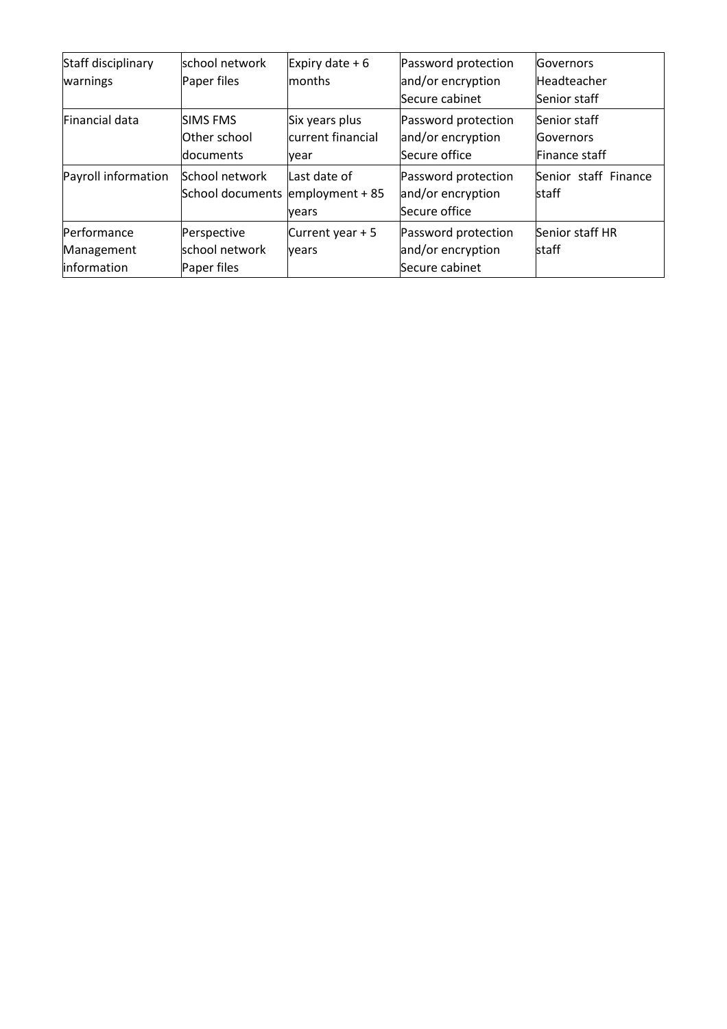| | | | | |
|---|---|---|---|---|
| Staff disciplinary warnings | school network<br>Paper files | Expiry date + 6 months | Password protection and/or encryption<br>Secure cabinet | Governors<br>Headteacher<br>Senior staff |
| Financial data | SIMS FMS<br>Other school documents | Six years plus current financial year | Password protection and/or encryption<br>Secure office | Senior staff<br>Governors<br>Finance staff |
| Payroll information | School network<br>School documents | Last date of employment + 85 years | Password protection and/or encryption<br>Secure office | Senior staff Finance staff |
| Performance Management information | Perspective<br>school network<br>Paper files | Current year + 5 years | Password protection and/or encryption<br>Secure cabinet | Senior staff HR staff |